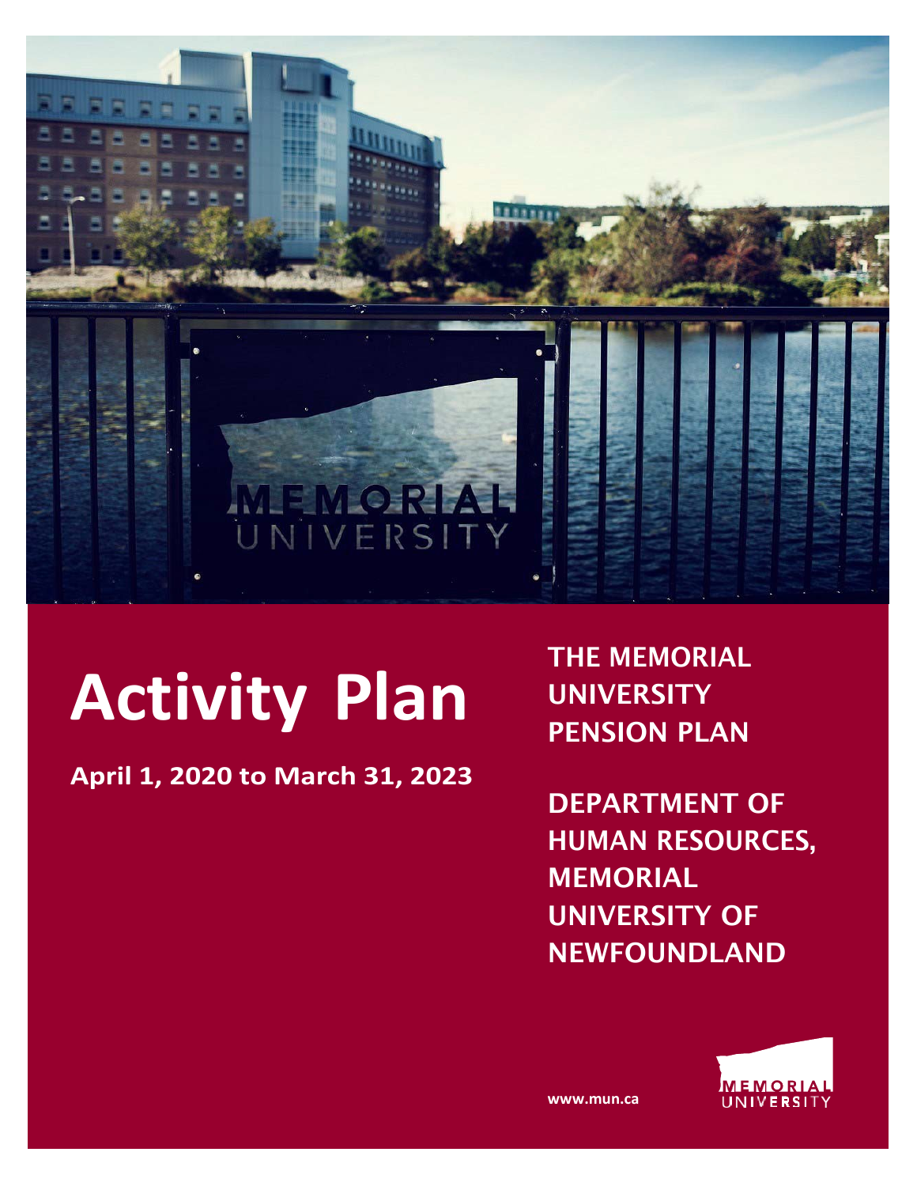# Activity Plan

**April 1, 2020 to March 31, 2023**

**THE MEMORIAL UNIVERSITY PENSION PLAN**

**DEPARTMENT OF HUMAN RESOURCES, MEMORIAL UNIVERSITY OF NEWFOUNDLAND**

**www.mun.ca**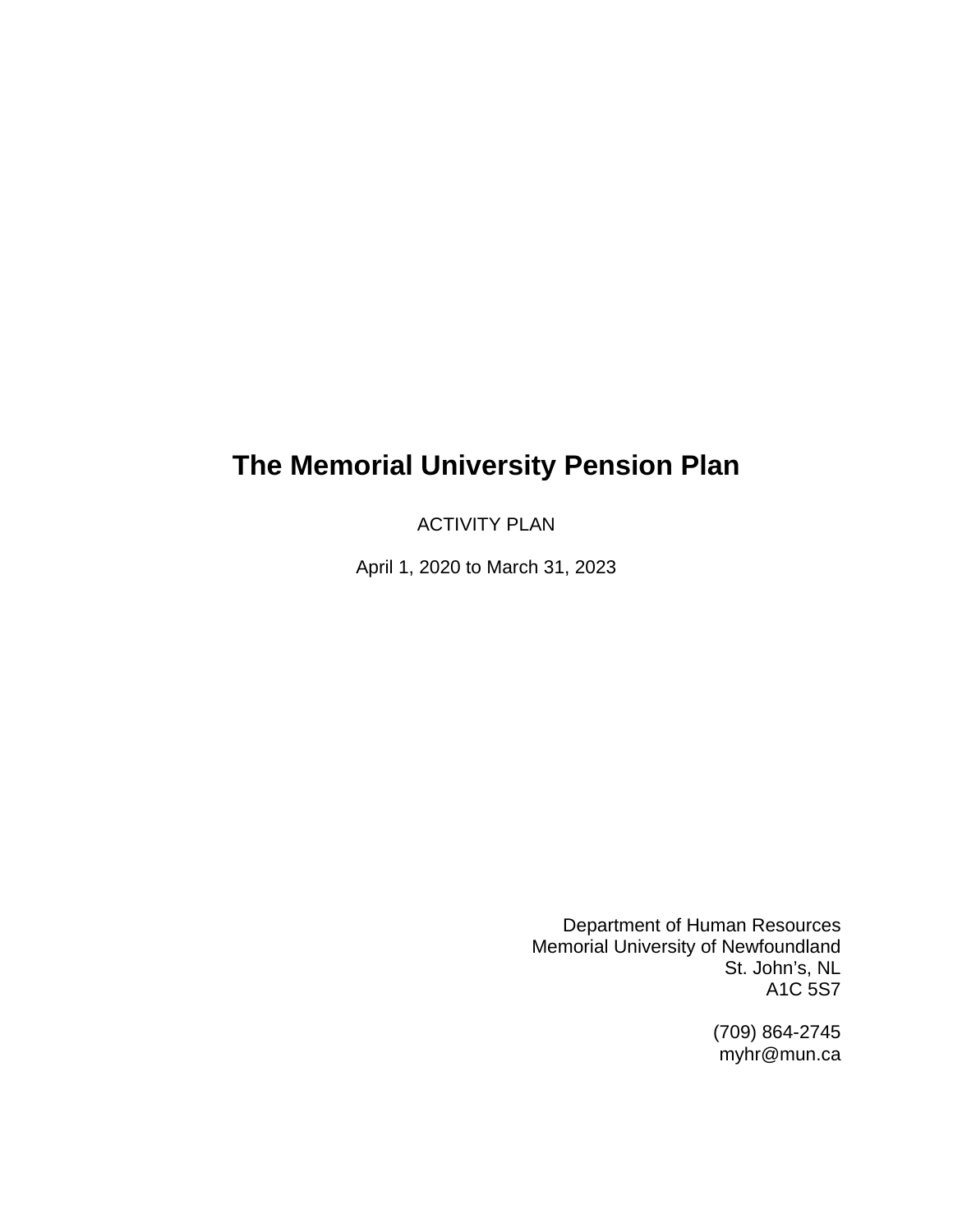# The Memorial University Pension Plan

ACTIVITY PLAN

April 1, 2020 to March 31, 2023

Department of Human Resources
Memorial University of Newfoundland
St. John's, NL
A1C 5S7

(709) 864-2745
myhr@mun.ca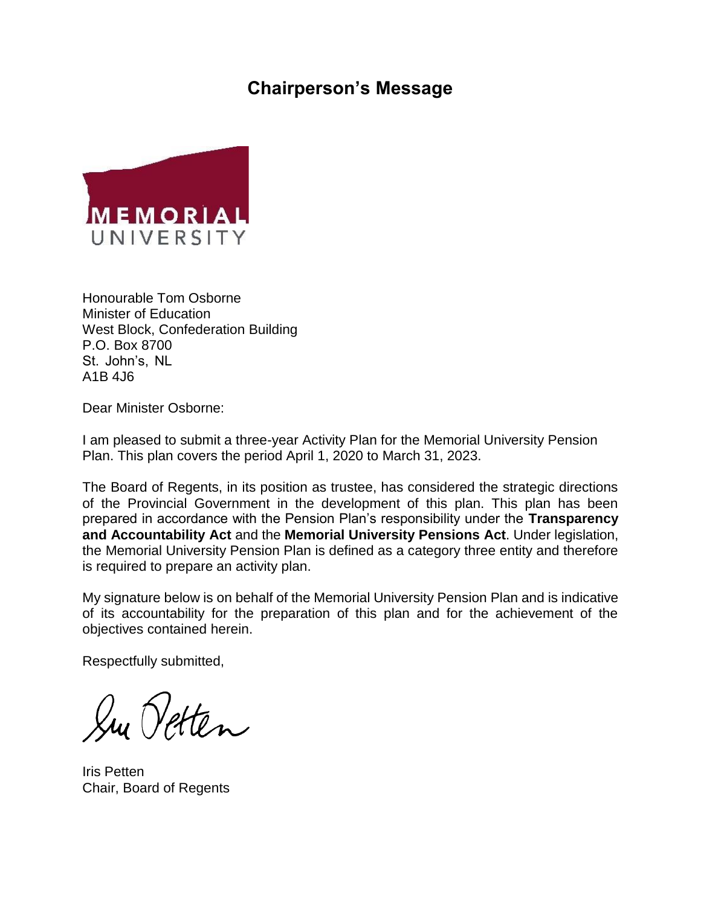# Chairperson's Message

Honourable Tom Osborne
Minister of Education
West Block, Confederation Building
P.O. Box 8700
St. John's, NL
A1B 4J6

Dear Minister Osborne:

I am pleased to submit a three-year Activity Plan for the Memorial University Pension Plan. This plan covers the period April 1, 2020 to March 31, 2023.

The Board of Regents, in its position as trustee, has considered the strategic directions of the Provincial Government in the development of this plan. This plan has been prepared in accordance with the Pension Plan's responsibility under the **Transparency and Accountability Act** and the **Memorial University Pensions Act**. Under legislation, the Memorial University Pension Plan is defined as a category three entity and therefore is required to prepare an activity plan.

My signature below is on behalf of the Memorial University Pension Plan and is indicative of its accountability for the preparation of this plan and for the achievement of the objectives contained herein.

Respectfully submitted,

Iris Petten
Chair, Board of Regents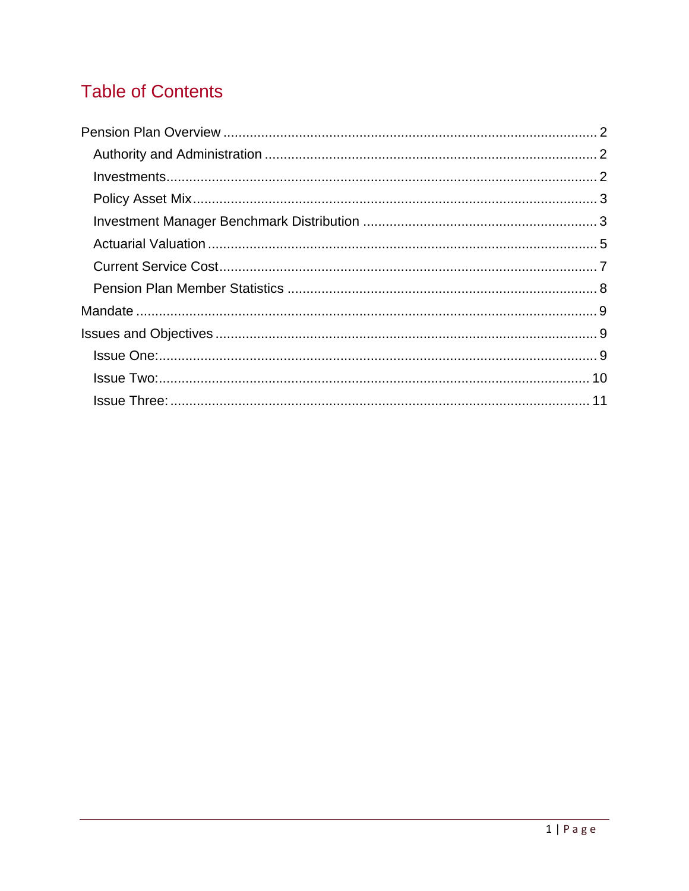# Table of Contents

- Pension Plan Overview .................................................. 2
  - Authority and Administration .................................................. 2
  - Investments .................................................. 2
  - Policy Asset Mix .................................................. 3
  - Investment Manager Benchmark Distribution .................................................. 3
  - Actuarial Valuation .................................................. 5
  - Current Service Cost .................................................. 7
  - Pension Plan Member Statistics .................................................. 8
- Mandate .................................................. 9
- Issues and Objectives .................................................. 9
  - Issue One: .................................................. 9
  - Issue Two: .................................................. 10
  - Issue Three: .................................................. 11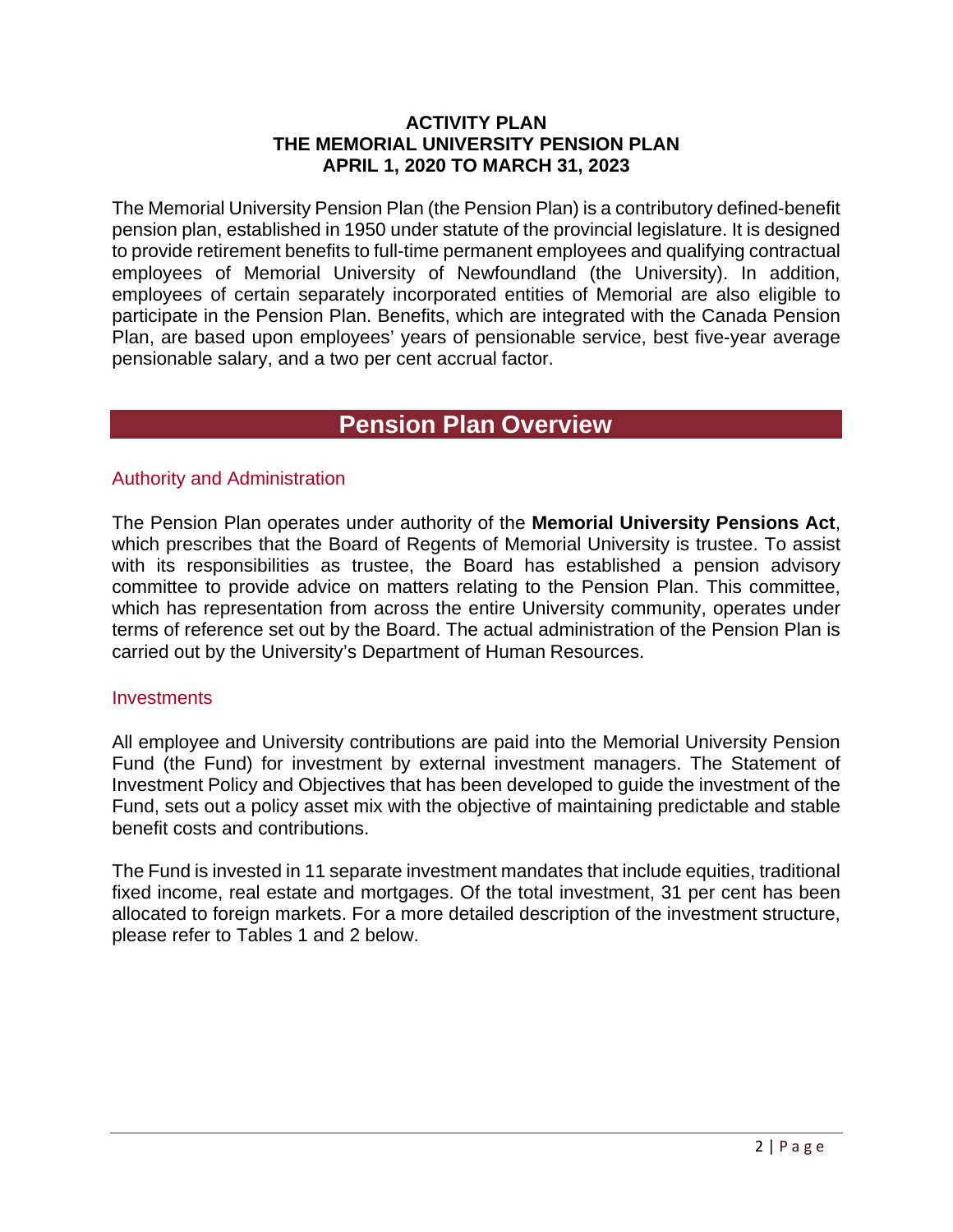**ACTIVITY PLAN**
**THE MEMORIAL UNIVERSITY PENSION PLAN**
**APRIL 1, 2020 TO MARCH 31, 2023**

The Memorial University Pension Plan (the Pension Plan) is a contributory defined-benefit pension plan, established in 1950 under statute of the provincial legislature. It is designed to provide retirement benefits to full-time permanent employees and qualifying contractual employees of Memorial University of Newfoundland (the University). In addition, employees of certain separately incorporated entities of Memorial are also eligible to participate in the Pension Plan. Benefits, which are integrated with the Canada Pension Plan, are based upon employees' years of pensionable service, best five-year average pensionable salary, and a two per cent accrual factor.

# Pension Plan Overview

## Authority and Administration

The Pension Plan operates under authority of the **Memorial University Pensions Act**, which prescribes that the Board of Regents of Memorial University is trustee. To assist with its responsibilities as trustee, the Board has established a pension advisory committee to provide advice on matters relating to the Pension Plan. This committee, which has representation from across the entire University community, operates under terms of reference set out by the Board. The actual administration of the Pension Plan is carried out by the University's Department of Human Resources.

## Investments

All employee and University contributions are paid into the Memorial University Pension Fund (the Fund) for investment by external investment managers. The Statement of Investment Policy and Objectives that has been developed to guide the investment of the Fund, sets out a policy asset mix with the objective of maintaining predictable and stable benefit costs and contributions.

The Fund is invested in 11 separate investment mandates that include equities, traditional fixed income, real estate and mortgages. Of the total investment, 31 per cent has been allocated to foreign markets. For a more detailed description of the investment structure, please refer to Tables 1 and 2 below.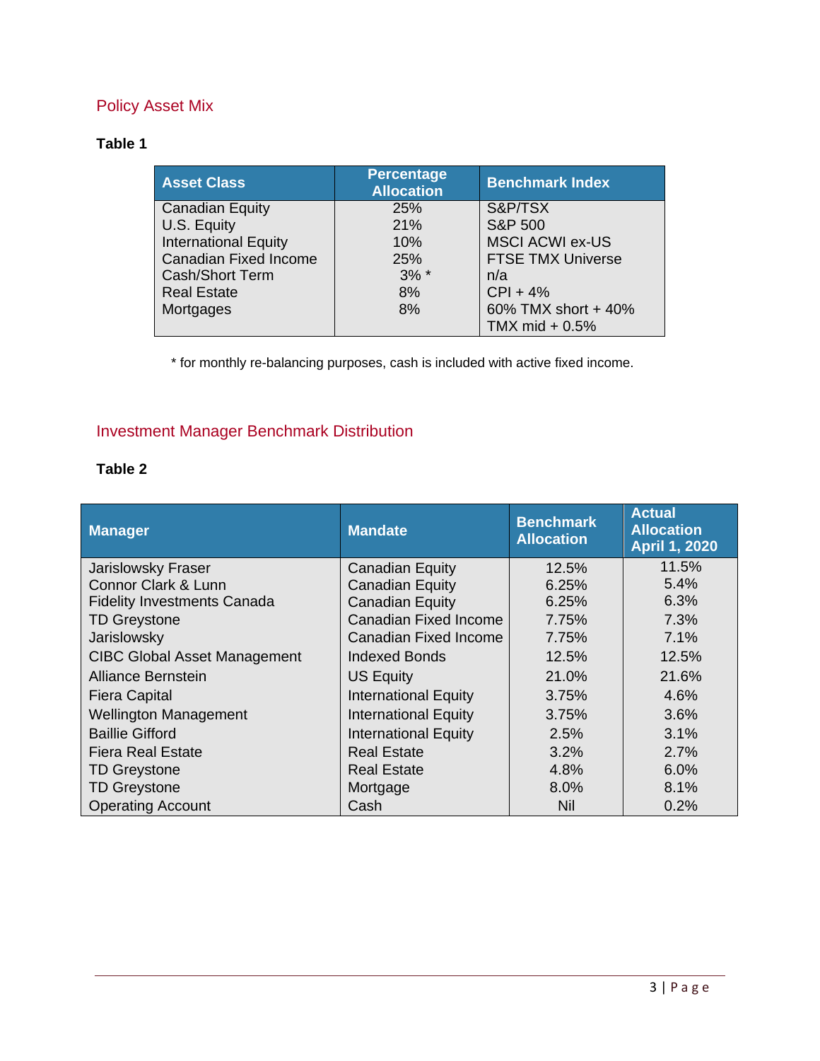## Policy Asset Mix

**Table 1**

| Asset Class | Percentage Allocation | Benchmark Index |
|---|---|---|
| Canadian Equity | 25% | S&P/TSX |
| U.S. Equity | 21% | S&P 500 |
| International Equity | 10% | MSCI ACWI ex-US |
| Canadian Fixed Income | 25% | FTSE TMX Universe |
| Cash/Short Term | 3% * | n/a |
| Real Estate | 8% | CPI + 4% |
| Mortgages | 8% | 60% TMX short + 40% TMX mid + 0.5% |

\* for monthly re-balancing purposes, cash is included with active fixed income.

## Investment Manager Benchmark Distribution

**Table 2**

| Manager | Mandate | Benchmark Allocation | Actual Allocation April 1, 2020 |
|---|---|---|---|
| Jarislowsky Fraser | Canadian Equity | 12.5% | 11.5% |
| Connor Clark & Lunn | Canadian Equity | 6.25% | 5.4% |
| Fidelity Investments Canada | Canadian Equity | 6.25% | 6.3% |
| TD Greystone | Canadian Fixed Income | 7.75% | 7.3% |
| Jarislowsky | Canadian Fixed Income | 7.75% | 7.1% |
| CIBC Global Asset Management | Indexed Bonds | 12.5% | 12.5% |
| Alliance Bernstein | US Equity | 21.0% | 21.6% |
| Fiera Capital | International Equity | 3.75% | 4.6% |
| Wellington Management | International Equity | 3.75% | 3.6% |
| Baillie Gifford | International Equity | 2.5% | 3.1% |
| Fiera Real Estate | Real Estate | 3.2% | 2.7% |
| TD Greystone | Real Estate | 4.8% | 6.0% |
| TD Greystone | Mortgage | 8.0% | 8.1% |
| Operating Account | Cash | Nil | 0.2% |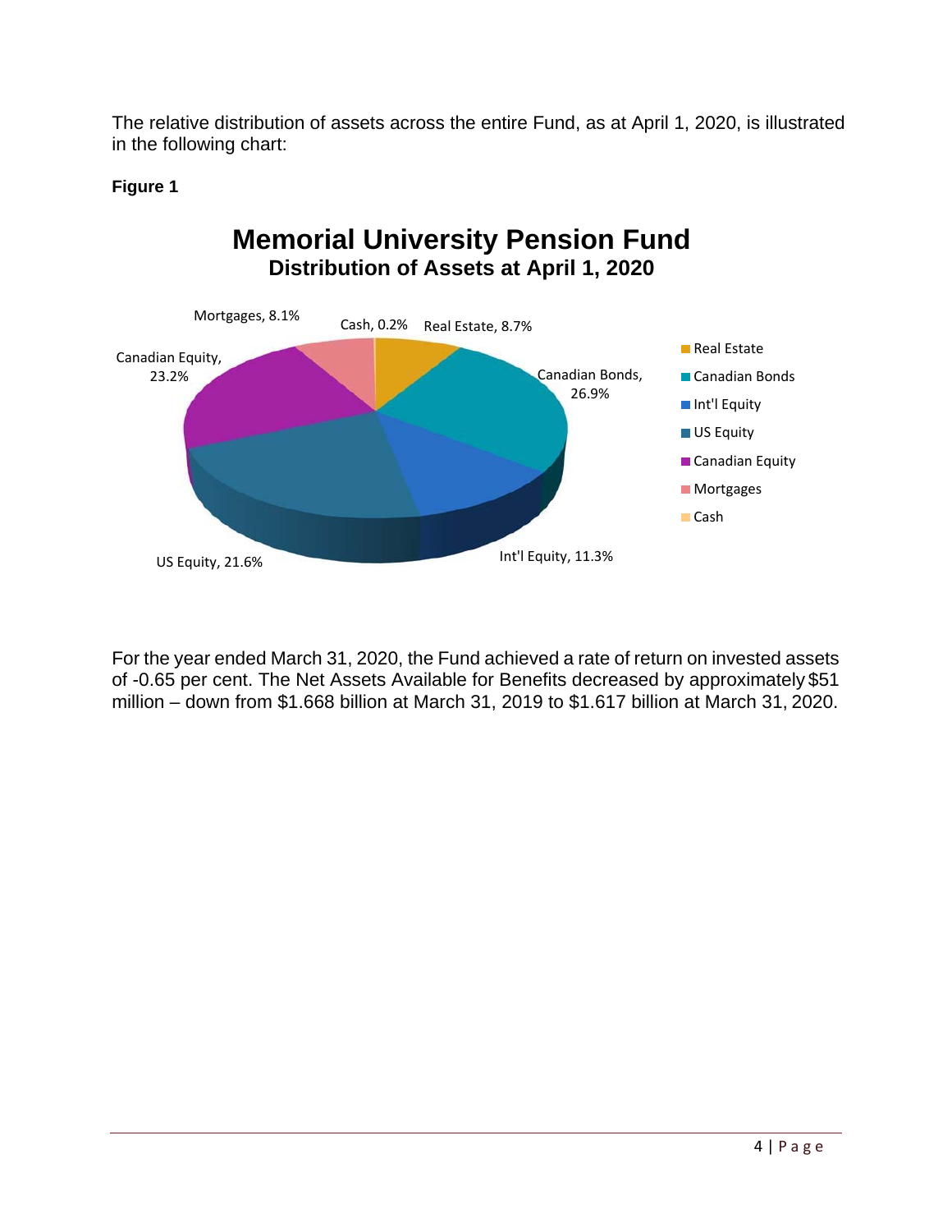The relative distribution of assets across the entire Fund, as at April 1, 2020, is illustrated in the following chart:

**Figure 1**

**Memorial University Pension Fund**
**Distribution of Assets at April 1, 2020**

| Asset Class | Percentage |
| --- | --- |
| Real Estate | 8.7% |
| Canadian Bonds | 26.9% |
| Int'l Equity | 11.3% |
| US Equity | 21.6% |
| Canadian Equity | 23.2% |
| Mortgages | 8.1% |
| Cash | 0.2% |

For the year ended March 31, 2020, the Fund achieved a rate of return on invested assets of -0.65 per cent. The Net Assets Available for Benefits decreased by approximately $51 million – down from $1.668 billion at March 31, 2019 to $1.617 billion at March 31, 2020.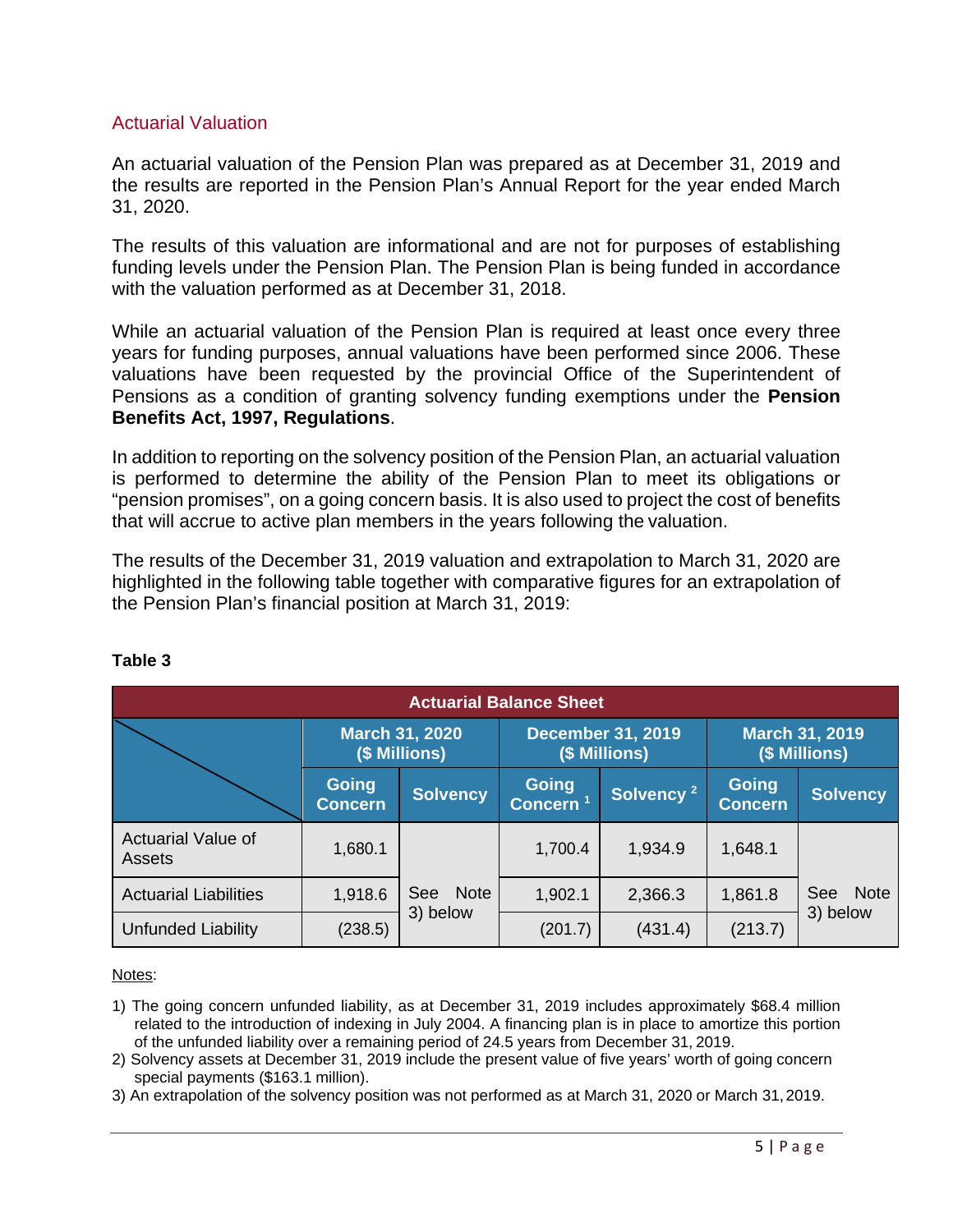## Actuarial Valuation

An actuarial valuation of the Pension Plan was prepared as at December 31, 2019 and the results are reported in the Pension Plan's Annual Report for the year ended March 31, 2020.

The results of this valuation are informational and are not for purposes of establishing funding levels under the Pension Plan. The Pension Plan is being funded in accordance with the valuation performed as at December 31, 2018.

While an actuarial valuation of the Pension Plan is required at least once every three years for funding purposes, annual valuations have been performed since 2006. These valuations have been requested by the provincial Office of the Superintendent of Pensions as a condition of granting solvency funding exemptions under the **Pension Benefits Act, 1997, Regulations**.

In addition to reporting on the solvency position of the Pension Plan, an actuarial valuation is performed to determine the ability of the Pension Plan to meet its obligations or "pension promises", on a going concern basis. It is also used to project the cost of benefits that will accrue to active plan members in the years following the valuation.

The results of the December 31, 2019 valuation and extrapolation to March 31, 2020 are highlighted in the following table together with comparative figures for an extrapolation of the Pension Plan's financial position at March 31, 2019:

**Table 3**

| Actuarial Balance Sheet | | | | | | |
|---|---|---|---|---|---|---|
| | March 31, 2020 ($ Millions) | | December 31, 2019 ($ Millions) | | March 31, 2019 ($ Millions) | |
| | Going Concern | Solvency | Going Concern [1] | Solvency [2] | Going Concern | Solvency |
| Actuarial Value of Assets | 1,680.1 | See Note 3) below | 1,700.4 | 1,934.9 | 1,648.1 | See Note 3) below |
| Actuarial Liabilities | 1,918.6 | | 1,902.1 | 2,366.3 | 1,861.8 | |
| Unfunded Liability | (238.5) | | (201.7) | (431.4) | (213.7) | |

Notes:

1) The going concern unfunded liability, as at December 31, 2019 includes approximately $68.4 million related to the introduction of indexing in July 2004. A financing plan is in place to amortize this portion of the unfunded liability over a remaining period of 24.5 years from December 31, 2019.
2) Solvency assets at December 31, 2019 include the present value of five years' worth of going concern special payments ($163.1 million).
3) An extrapolation of the solvency position was not performed as at March 31, 2020 or March 31, 2019.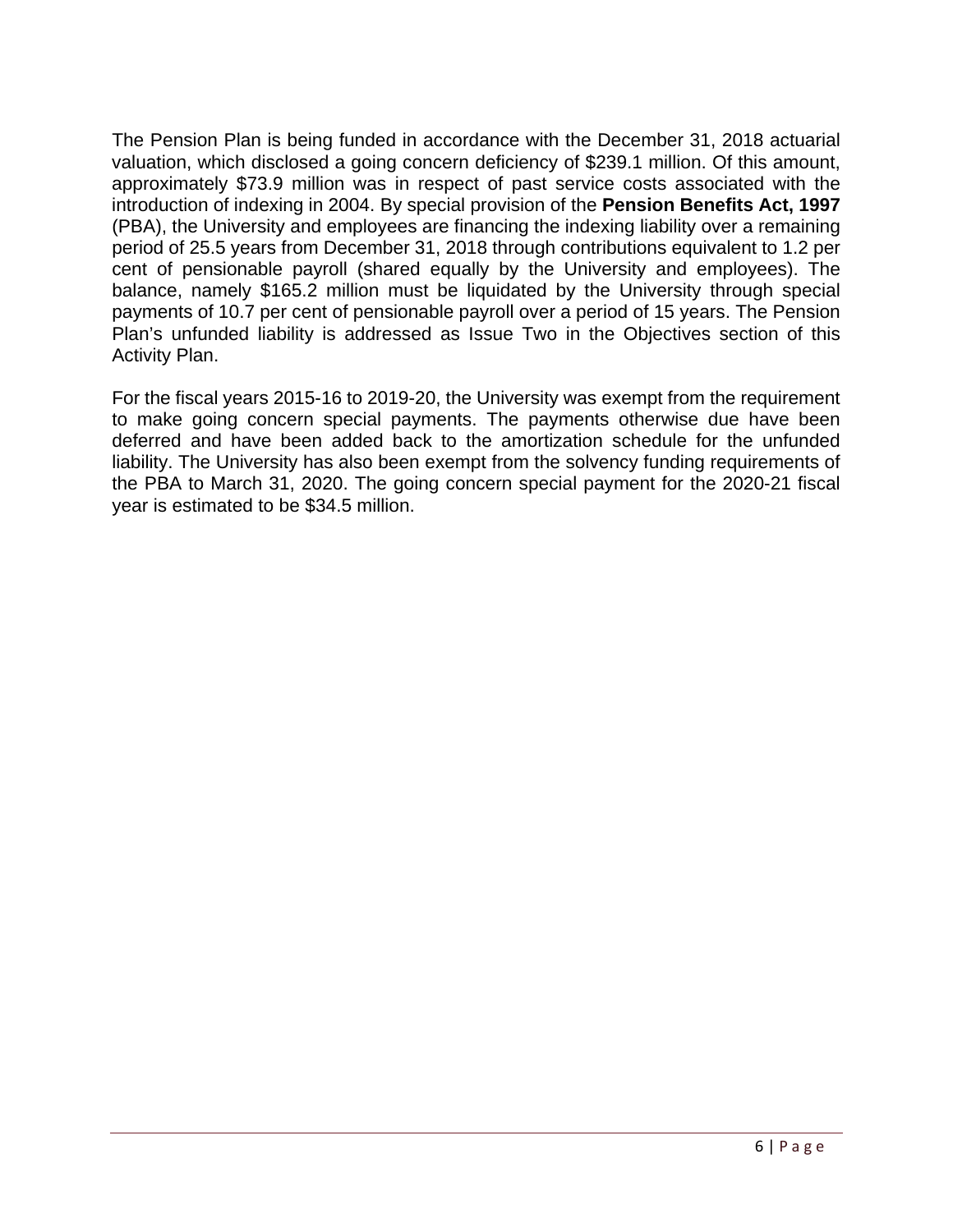The Pension Plan is being funded in accordance with the December 31, 2018 actuarial valuation, which disclosed a going concern deficiency of $239.1 million. Of this amount, approximately $73.9 million was in respect of past service costs associated with the introduction of indexing in 2004. By special provision of the **Pension Benefits Act, 1997** (PBA), the University and employees are financing the indexing liability over a remaining period of 25.5 years from December 31, 2018 through contributions equivalent to 1.2 per cent of pensionable payroll (shared equally by the University and employees). The balance, namely $165.2 million must be liquidated by the University through special payments of 10.7 per cent of pensionable payroll over a period of 15 years. The Pension Plan's unfunded liability is addressed as Issue Two in the Objectives section of this Activity Plan.

For the fiscal years 2015-16 to 2019-20, the University was exempt from the requirement to make going concern special payments. The payments otherwise due have been deferred and have been added back to the amortization schedule for the unfunded liability. The University has also been exempt from the solvency funding requirements of the PBA to March 31, 2020. The going concern special payment for the 2020-21 fiscal year is estimated to be $34.5 million.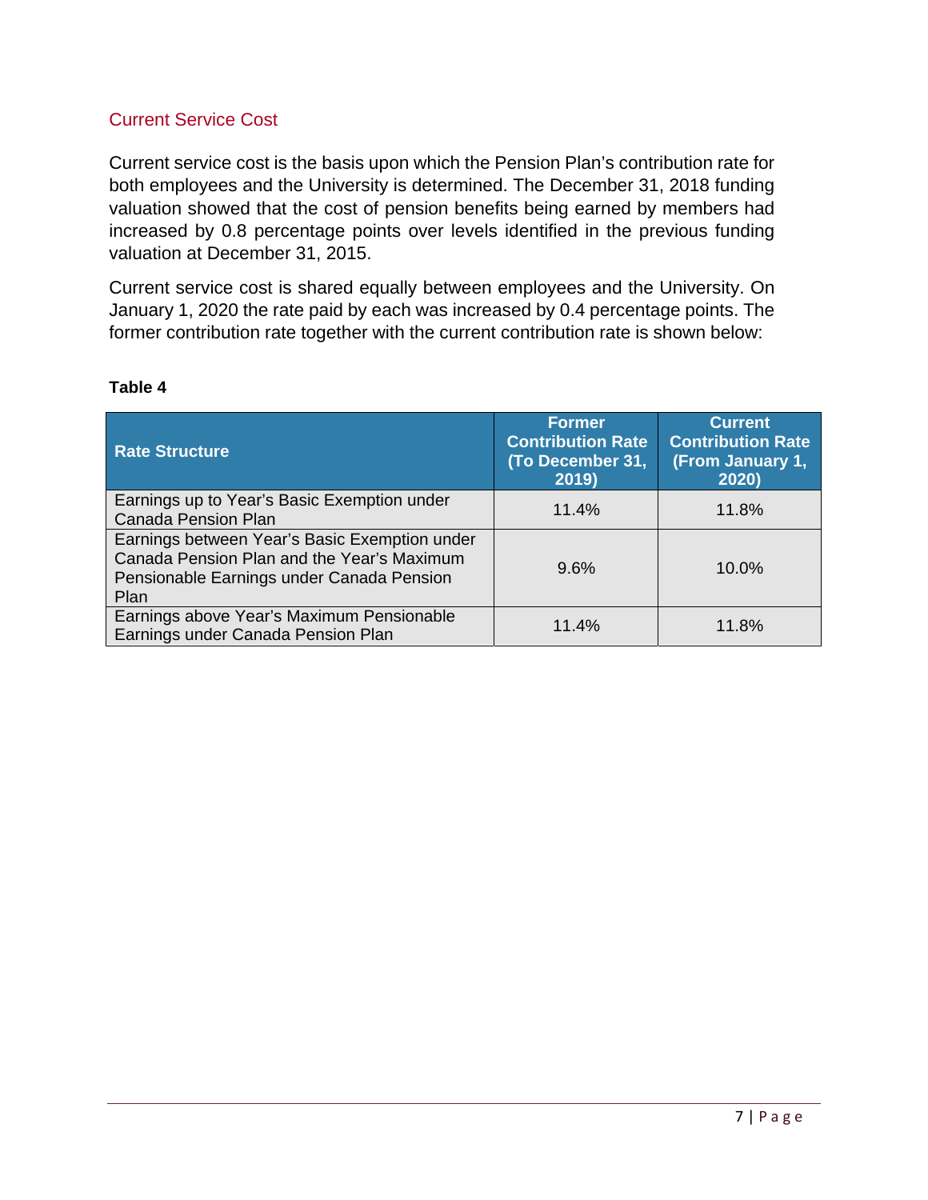## Current Service Cost

Current service cost is the basis upon which the Pension Plan's contribution rate for both employees and the University is determined. The December 31, 2018 funding valuation showed that the cost of pension benefits being earned by members had increased by 0.8 percentage points over levels identified in the previous funding valuation at December 31, 2015.

Current service cost is shared equally between employees and the University. On January 1, 2020 the rate paid by each was increased by 0.4 percentage points. The former contribution rate together with the current contribution rate is shown below:

**Table 4**

| Rate Structure | Former Contribution Rate (To December 31, 2019) | Current Contribution Rate (From January 1, 2020) |
|---|---|---|
| Earnings up to Year's Basic Exemption under Canada Pension Plan | 11.4% | 11.8% |
| Earnings between Year's Basic Exemption under Canada Pension Plan and the Year's Maximum Pensionable Earnings under Canada Pension Plan | 9.6% | 10.0% |
| Earnings above Year's Maximum Pensionable Earnings under Canada Pension Plan | 11.4% | 11.8% |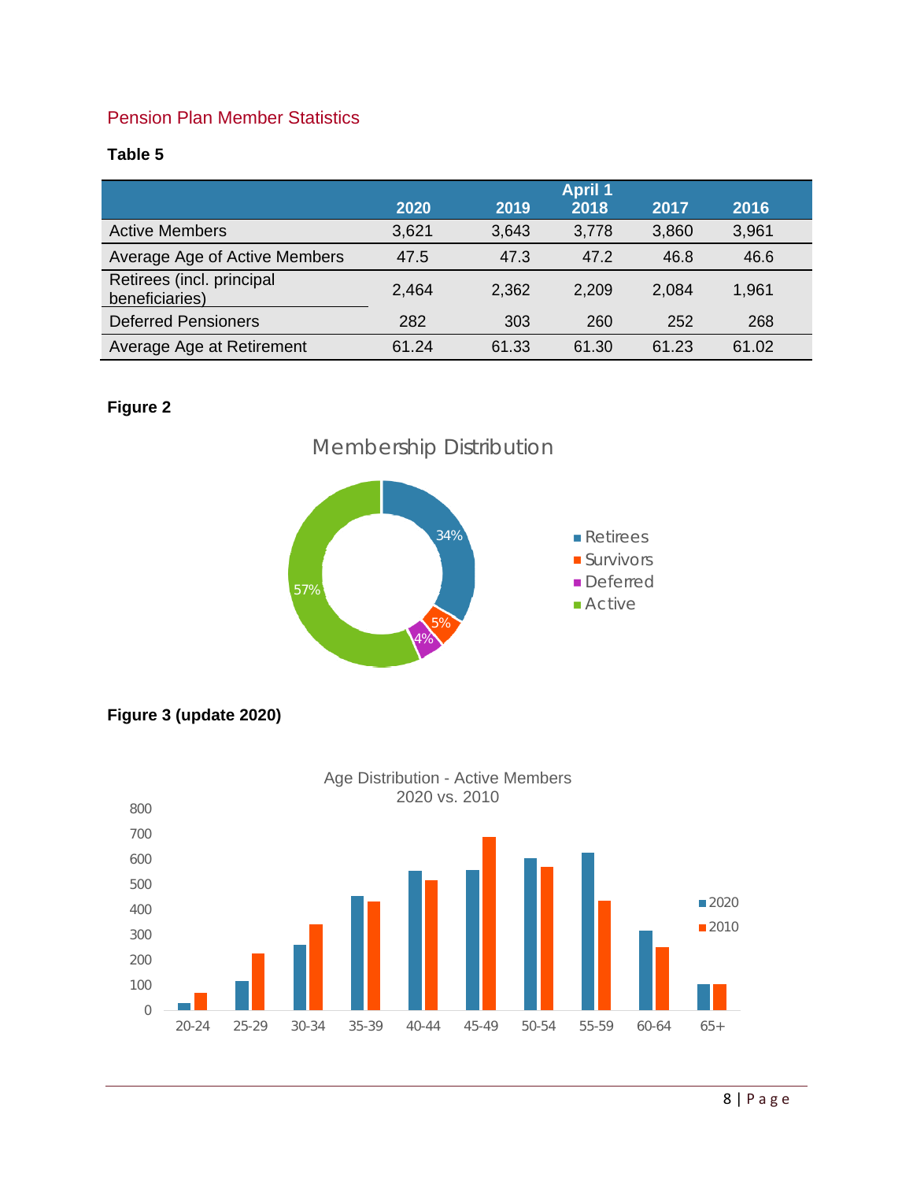## Pension Plan Member Statistics

**Table 5**

| | 2020 | 2019 | April 1 2018 | 2017 | 2016 |
|---|---|---|---|---|---|
| Active Members | 3,621 | 3,643 | 3,778 | 3,860 | 3,961 |
| Average Age of Active Members | 47.5 | 47.3 | 47.2 | 46.8 | 46.6 |
| Retirees (incl. principal beneficiaries) | 2,464 | 2,362 | 2,209 | 2,084 | 1,961 |
| Deferred Pensioners | 282 | 303 | 260 | 252 | 268 |
| Average Age at Retirement | 61.24 | 61.33 | 61.30 | 61.23 | 61.02 |

**Figure 2**

Membership Distribution

| Category | Share |
|---|---|
| Retirees | 34% |
| Survivors | 5% |
| Deferred | 4% |
| Active | 57% |

**Figure 3 (update 2020)**

Age Distribution - Active Members
2020 vs. 2010

Age groups: 20-24, 25-29, 30-34, 35-39, 40-44, 45-49, 50-54, 55-59, 60-64, 65+

Series: 2020, 2010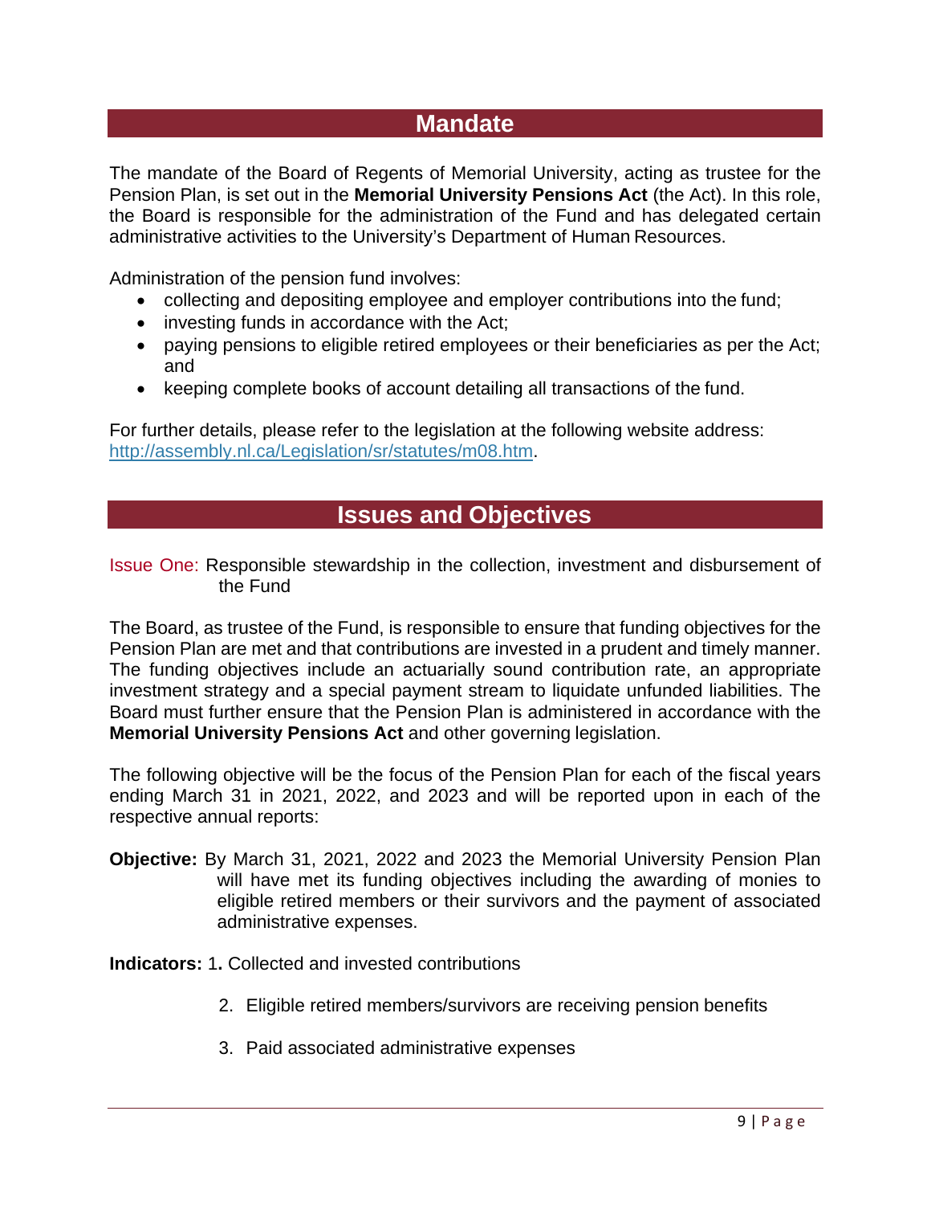## Mandate

The mandate of the Board of Regents of Memorial University, acting as trustee for the Pension Plan, is set out in the **Memorial University Pensions Act** (the Act). In this role, the Board is responsible for the administration of the Fund and has delegated certain administrative activities to the University's Department of Human Resources.

Administration of the pension fund involves:

- collecting and depositing employee and employer contributions into the fund;
- investing funds in accordance with the Act;
- paying pensions to eligible retired employees or their beneficiaries as per the Act; and
- keeping complete books of account detailing all transactions of the fund.

For further details, please refer to the legislation at the following website address: [http://assembly.nl.ca/Legislation/sr/statutes/m08.htm](http://assembly.nl.ca/Legislation/sr/statutes/m08.htm).

## Issues and Objectives

Issue One: Responsible stewardship in the collection, investment and disbursement of the Fund

The Board, as trustee of the Fund, is responsible to ensure that funding objectives for the Pension Plan are met and that contributions are invested in a prudent and timely manner. The funding objectives include an actuarially sound contribution rate, an appropriate investment strategy and a special payment stream to liquidate unfunded liabilities. The Board must further ensure that the Pension Plan is administered in accordance with the **Memorial University Pensions Act** and other governing legislation.

The following objective will be the focus of the Pension Plan for each of the fiscal years ending March 31 in 2021, 2022, and 2023 and will be reported upon in each of the respective annual reports:

**Objective:** By March 31, 2021, 2022 and 2023 the Memorial University Pension Plan will have met its funding objectives including the awarding of monies to eligible retired members or their survivors and the payment of associated administrative expenses.

**Indicators:**

1. Collected and invested contributions
2. Eligible retired members/survivors are receiving pension benefits
3. Paid associated administrative expenses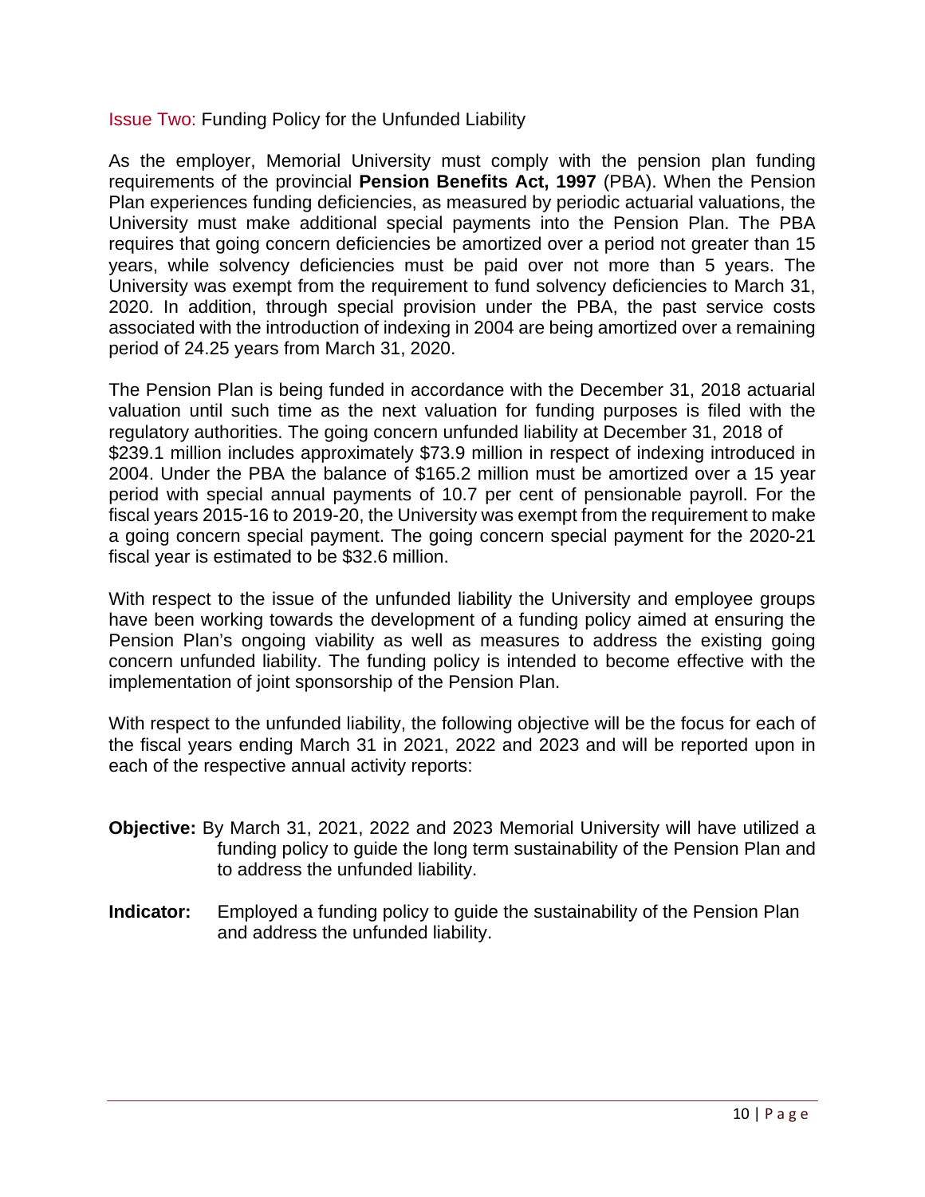### Issue Two: Funding Policy for the Unfunded Liability

As the employer, Memorial University must comply with the pension plan funding requirements of the provincial **Pension Benefits Act, 1997** (PBA). When the Pension Plan experiences funding deficiencies, as measured by periodic actuarial valuations, the University must make additional special payments into the Pension Plan. The PBA requires that going concern deficiencies be amortized over a period not greater than 15 years, while solvency deficiencies must be paid over not more than 5 years. The University was exempt from the requirement to fund solvency deficiencies to March 31, 2020. In addition, through special provision under the PBA, the past service costs associated with the introduction of indexing in 2004 are being amortized over a remaining period of 24.25 years from March 31, 2020.

The Pension Plan is being funded in accordance with the December 31, 2018 actuarial valuation until such time as the next valuation for funding purposes is filed with the regulatory authorities. The going concern unfunded liability at December 31, 2018 of $239.1 million includes approximately $73.9 million in respect of indexing introduced in 2004. Under the PBA the balance of $165.2 million must be amortized over a 15 year period with special annual payments of 10.7 per cent of pensionable payroll. For the fiscal years 2015-16 to 2019-20, the University was exempt from the requirement to make a going concern special payment. The going concern special payment for the 2020-21 fiscal year is estimated to be $32.6 million.

With respect to the issue of the unfunded liability the University and employee groups have been working towards the development of a funding policy aimed at ensuring the Pension Plan's ongoing viability as well as measures to address the existing going concern unfunded liability. The funding policy is intended to become effective with the implementation of joint sponsorship of the Pension Plan.

With respect to the unfunded liability, the following objective will be the focus for each of the fiscal years ending March 31 in 2021, 2022 and 2023 and will be reported upon in each of the respective annual activity reports:

**Objective:** By March 31, 2021, 2022 and 2023 Memorial University will have utilized a funding policy to guide the long term sustainability of the Pension Plan and to address the unfunded liability.

**Indicator:** Employed a funding policy to guide the sustainability of the Pension Plan and address the unfunded liability.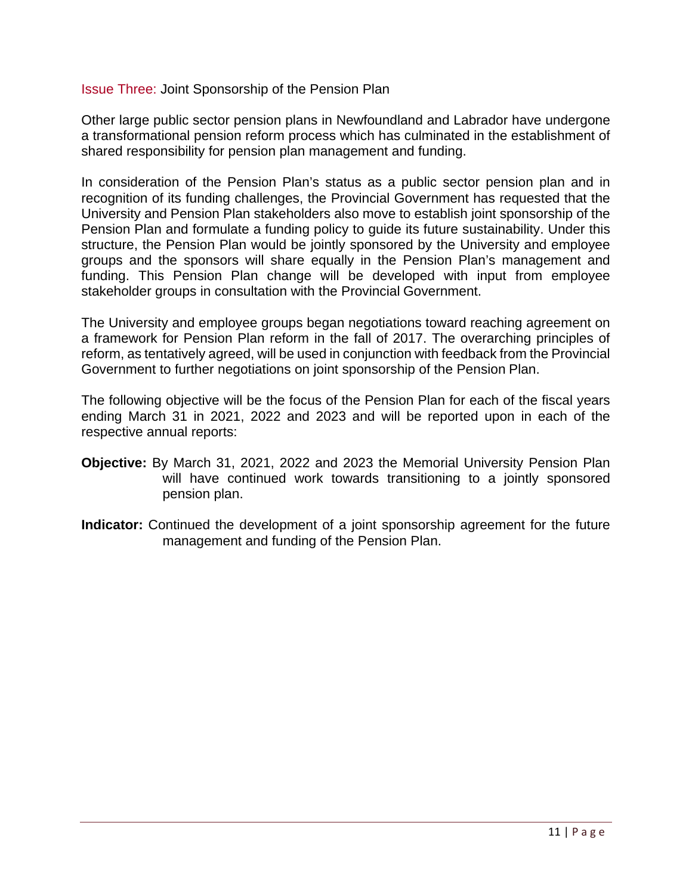## Issue Three: Joint Sponsorship of the Pension Plan

Other large public sector pension plans in Newfoundland and Labrador have undergone a transformational pension reform process which has culminated in the establishment of shared responsibility for pension plan management and funding.

In consideration of the Pension Plan's status as a public sector pension plan and in recognition of its funding challenges, the Provincial Government has requested that the University and Pension Plan stakeholders also move to establish joint sponsorship of the Pension Plan and formulate a funding policy to guide its future sustainability. Under this structure, the Pension Plan would be jointly sponsored by the University and employee groups and the sponsors will share equally in the Pension Plan's management and funding. This Pension Plan change will be developed with input from employee stakeholder groups in consultation with the Provincial Government.

The University and employee groups began negotiations toward reaching agreement on a framework for Pension Plan reform in the fall of 2017. The overarching principles of reform, as tentatively agreed, will be used in conjunction with feedback from the Provincial Government to further negotiations on joint sponsorship of the Pension Plan.

The following objective will be the focus of the Pension Plan for each of the fiscal years ending March 31 in 2021, 2022 and 2023 and will be reported upon in each of the respective annual reports:

**Objective:** By March 31, 2021, 2022 and 2023 the Memorial University Pension Plan will have continued work towards transitioning to a jointly sponsored pension plan.

**Indicator:** Continued the development of a joint sponsorship agreement for the future management and funding of the Pension Plan.